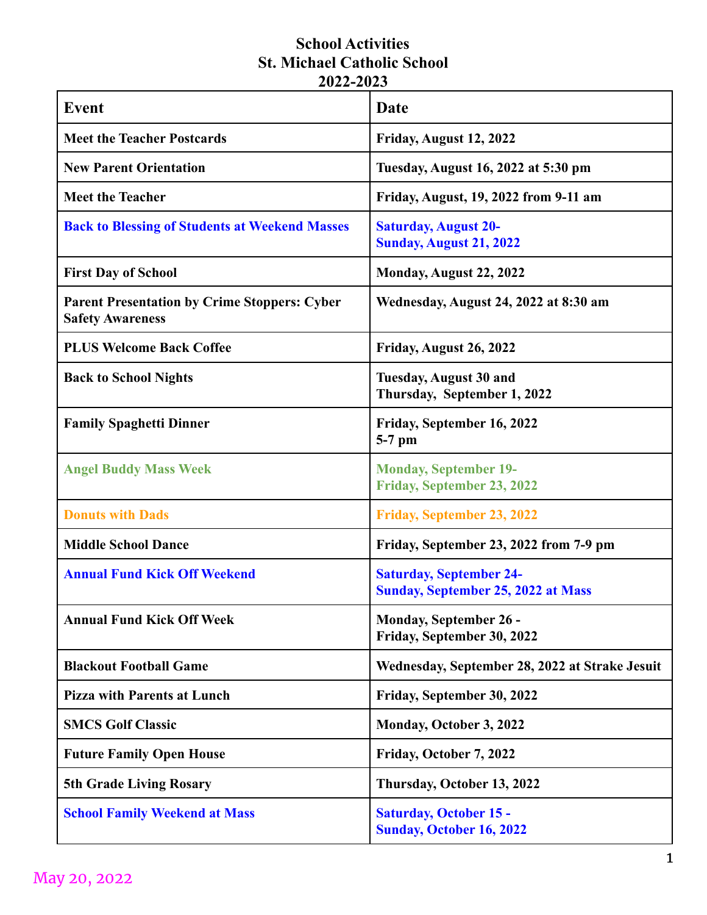# School Activities
# St. Michael Catholic School
# 2022-2023

| Event | Date |
|---|---|
| Meet the Teacher Postcards | Friday, August 12, 2022 |
| New Parent Orientation | Tuesday, August 16, 2022 at 5:30 pm |
| Meet the Teacher | Friday, August, 19, 2022 from 9-11 am |
| Back to Blessing of Students at Weekend Masses | Saturday, August 20-<br>Sunday, August 21, 2022 |
| First Day of School | Monday, August 22, 2022 |
| Parent Presentation by Crime Stoppers: Cyber Safety Awareness | Wednesday, August 24, 2022 at 8:30 am |
| PLUS Welcome Back Coffee | Friday, August 26, 2022 |
| Back to School Nights | Tuesday, August 30 and<br>Thursday, September 1, 2022 |
| Family Spaghetti Dinner | Friday, September 16, 2022<br>5-7 pm |
| Angel Buddy Mass Week | Monday, September 19-<br>Friday, September 23, 2022 |
| Donuts with Dads | Friday, September 23, 2022 |
| Middle School Dance | Friday, September 23, 2022 from 7-9 pm |
| Annual Fund Kick Off Weekend | Saturday, September 24-<br>Sunday, September 25, 2022 at Mass |
| Annual Fund Kick Off Week | Monday, September 26 -<br>Friday, September 30, 2022 |
| Blackout Football Game | Wednesday, September 28, 2022 at Strake Jesuit |
| Pizza with Parents at Lunch | Friday, September 30, 2022 |
| SMCS Golf Classic | Monday, October 3, 2022 |
| Future Family Open House | Friday, October 7, 2022 |
| 5th Grade Living Rosary | Thursday, October 13, 2022 |
| School Family Weekend at Mass | Saturday, October 15 -<br>Sunday, October 16, 2022 |

May 20, 2022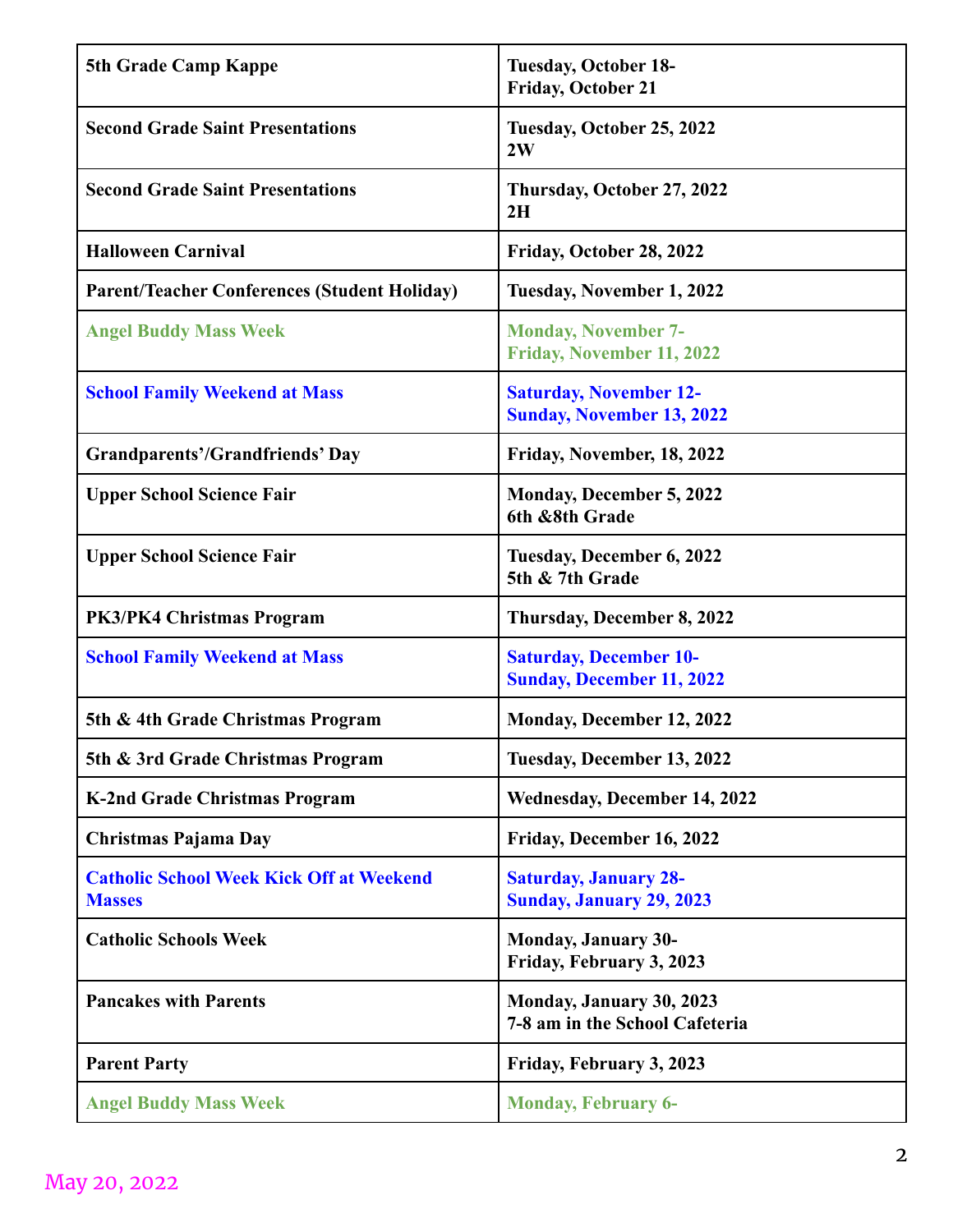| | |
|---|---|
| **5th Grade Camp Kappe** | **Tuesday, October 18-<br>Friday, October 21** |
| **Second Grade Saint Presentations** | **Tuesday, October 25, 2022<br>2W** |
| **Second Grade Saint Presentations** | **Thursday, October 27, 2022<br>2H** |
| **Halloween Carnival** | **Friday, October 28, 2022** |
| **Parent/Teacher Conferences (Student Holiday)** | **Tuesday, November 1, 2022** |
| **Angel Buddy Mass Week** | **Monday, November 7-<br>Friday, November 11, 2022** |
| **School Family Weekend at Mass** | **Saturday, November 12-<br>Sunday, November 13, 2022** |
| **Grandparents'/Grandfriends' Day** | **Friday, November, 18, 2022** |
| **Upper School Science Fair** | **Monday, December 5, 2022<br>6th &8th Grade** |
| **Upper School Science Fair** | **Tuesday, December 6, 2022<br>5th & 7th Grade** |
| **PK3/PK4 Christmas Program** | **Thursday, December 8, 2022** |
| **School Family Weekend at Mass** | **Saturday, December 10-<br>Sunday, December 11, 2022** |
| **5th & 4th Grade Christmas Program** | **Monday, December 12, 2022** |
| **5th & 3rd Grade Christmas Program** | **Tuesday, December 13, 2022** |
| **K-2nd Grade Christmas Program** | **Wednesday, December 14, 2022** |
| **Christmas Pajama Day** | **Friday, December 16, 2022** |
| **Catholic School Week Kick Off at Weekend Masses** | **Saturday, January 28-<br>Sunday, January 29, 2023** |
| **Catholic Schools Week** | **Monday, January 30-<br>Friday, February 3, 2023** |
| **Pancakes with Parents** | **Monday, January 30, 2023<br>7-8 am in the School Cafeteria** |
| **Parent Party** | **Friday, February 3, 2023** |
| **Angel Buddy Mass Week** | **Monday, February 6-** |

May 20, 2022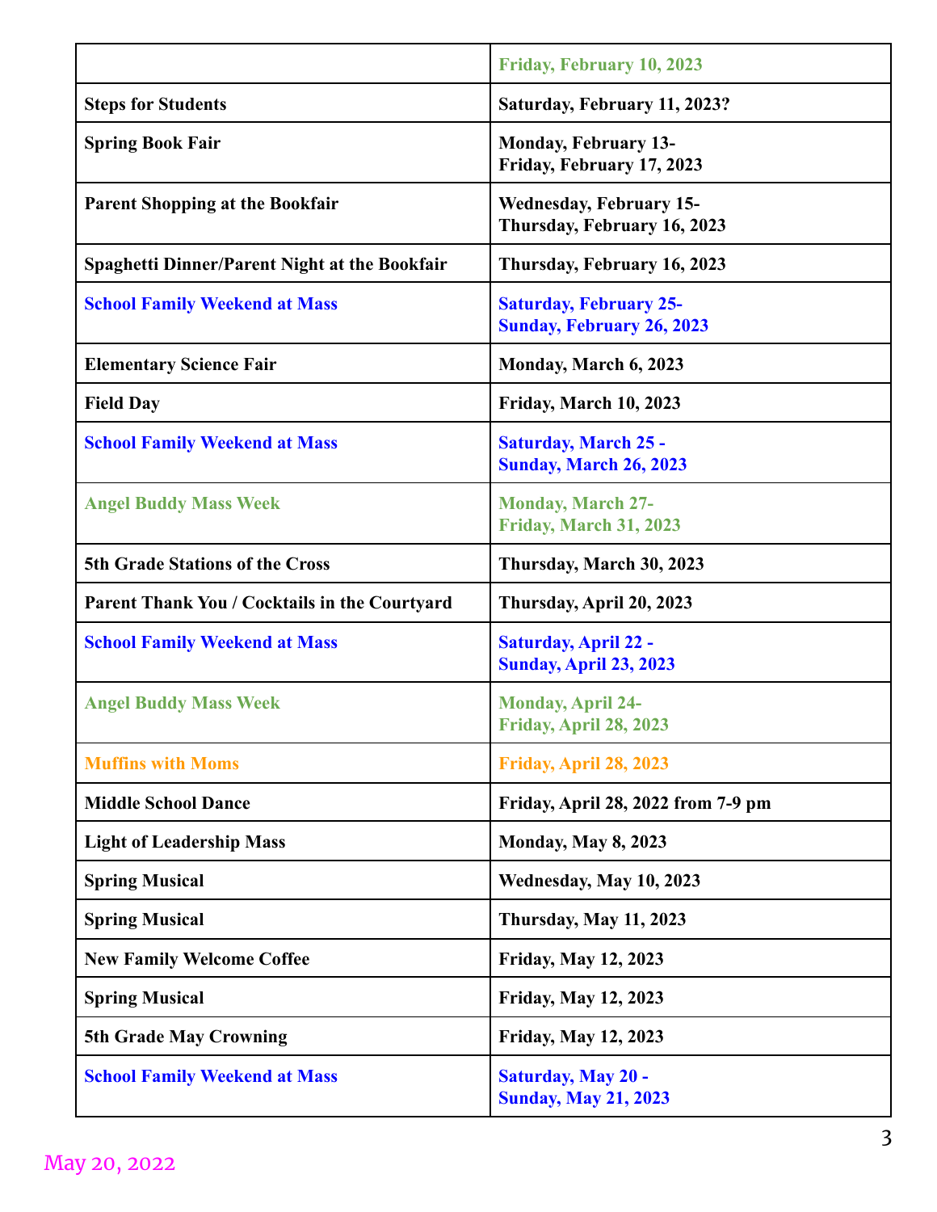| | |
|---|---|
| | Friday, February 10, 2023 |
| Steps for Students | Saturday, February 11, 2023? |
| Spring Book Fair | Monday, February 13-<br>Friday, February 17, 2023 |
| Parent Shopping at the Bookfair | Wednesday, February 15-<br>Thursday, February 16, 2023 |
| Spaghetti Dinner/Parent Night at the Bookfair | Thursday, February 16, 2023 |
| School Family Weekend at Mass | Saturday, February 25-<br>Sunday, February 26, 2023 |
| Elementary Science Fair | Monday, March 6, 2023 |
| Field Day | Friday, March 10, 2023 |
| School Family Weekend at Mass | Saturday, March 25 -<br>Sunday, March 26, 2023 |
| Angel Buddy Mass Week | Monday, March 27-<br>Friday, March 31, 2023 |
| 5th Grade Stations of the Cross | Thursday, March 30, 2023 |
| Parent Thank You / Cocktails in the Courtyard | Thursday, April 20, 2023 |
| School Family Weekend at Mass | Saturday, April 22 -<br>Sunday, April 23, 2023 |
| Angel Buddy Mass Week | Monday, April 24-<br>Friday, April 28, 2023 |
| Muffins with Moms | Friday, April 28, 2023 |
| Middle School Dance | Friday, April 28, 2022 from 7-9 pm |
| Light of Leadership Mass | Monday, May 8, 2023 |
| Spring Musical | Wednesday, May 10, 2023 |
| Spring Musical | Thursday, May 11, 2023 |
| New Family Welcome Coffee | Friday, May 12, 2023 |
| Spring Musical | Friday, May 12, 2023 |
| 5th Grade May Crowning | Friday, May 12, 2023 |
| School Family Weekend at Mass | Saturday, May 20 -<br>Sunday, May 21, 2023 |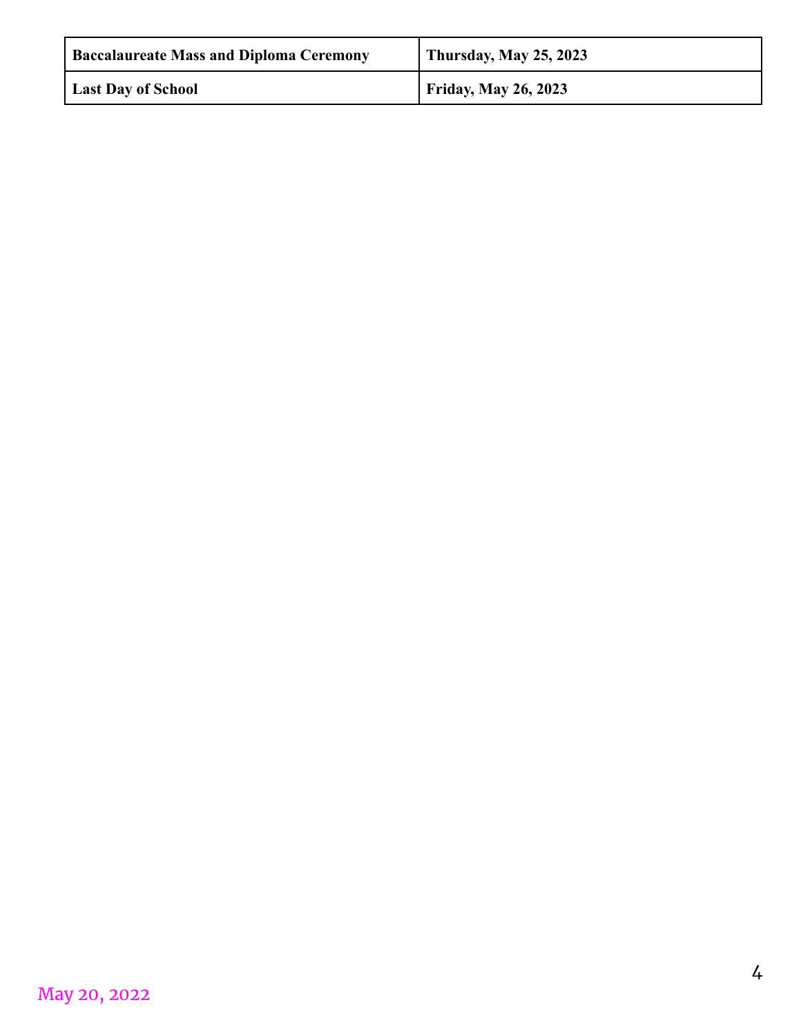| | |
|---|---|
| **Baccalaureate Mass and Diploma Ceremony** | **Thursday, May 25, 2023** |
| **Last Day of School** | **Friday, May 26, 2023** |